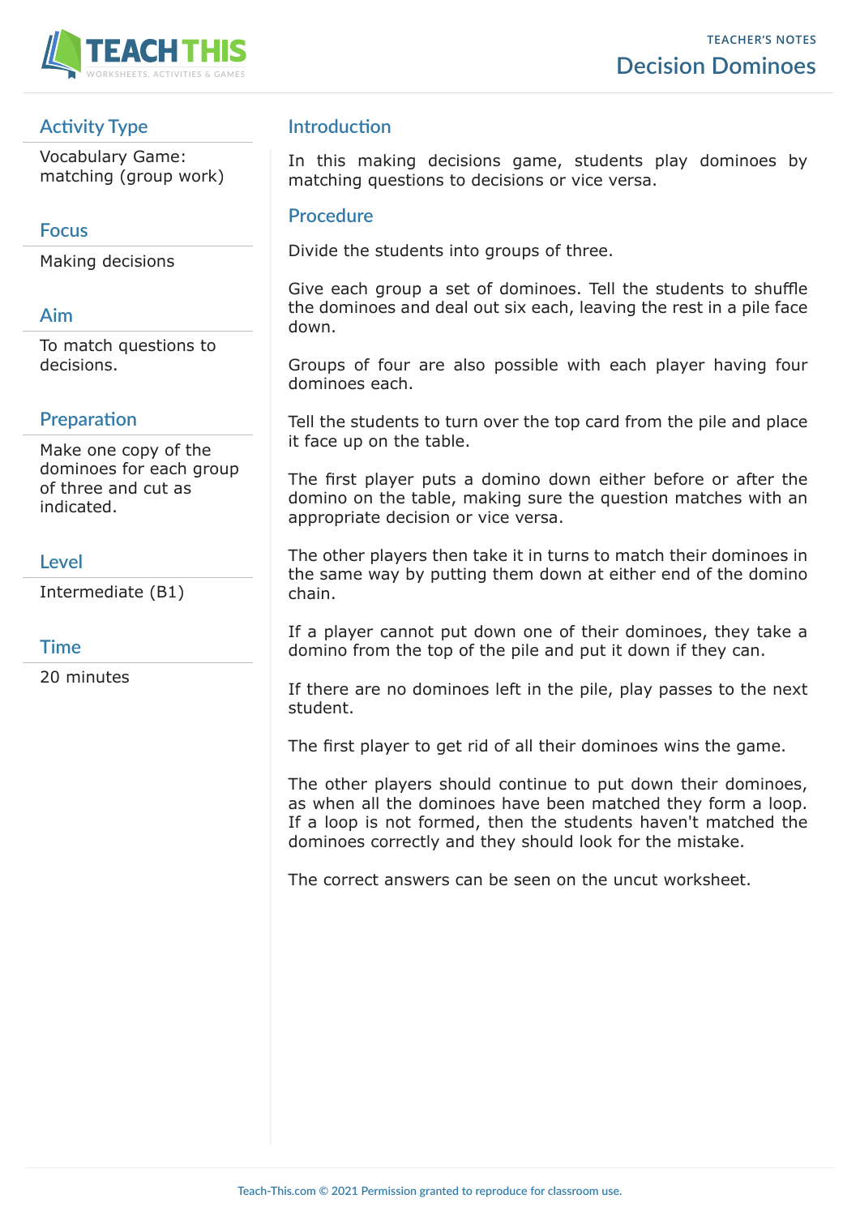# Decision Dominoes

TEACHER'S NOTES

## Activity Type

Vocabulary Game: matching (group work)

## Focus

Making decisions

## Aim

To match questions to decisions.

## Preparation

Make one copy of the dominoes for each group of three and cut as indicated.

## Level

Intermediate (B1)

## Time

20 minutes

## Introduction

In this making decisions game, students play dominoes by matching questions to decisions or vice versa.

## Procedure

Divide the students into groups of three.

Give each group a set of dominoes. Tell the students to shuffle the dominoes and deal out six each, leaving the rest in a pile face down.

Groups of four are also possible with each player having four dominoes each.

Tell the students to turn over the top card from the pile and place it face up on the table.

The first player puts a domino down either before or after the domino on the table, making sure the question matches with an appropriate decision or vice versa.

The other players then take it in turns to match their dominoes in the same way by putting them down at either end of the domino chain.

If a player cannot put down one of their dominoes, they take a domino from the top of the pile and put it down if they can.

If there are no dominoes left in the pile, play passes to the next student.

The first player to get rid of all their dominoes wins the game.

The other players should continue to put down their dominoes, as when all the dominoes have been matched they form a loop. If a loop is not formed, then the students haven't matched the dominoes correctly and they should look for the mistake.

The correct answers can be seen on the uncut worksheet.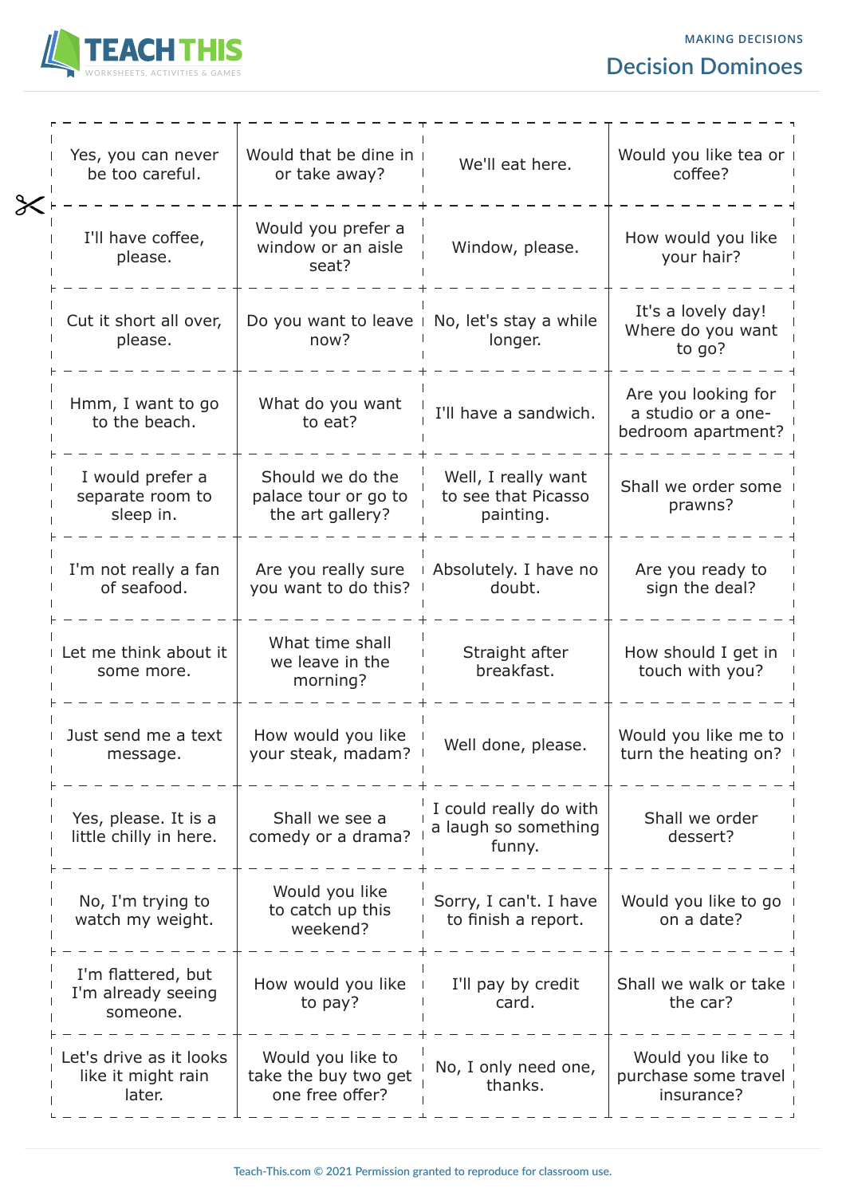MAKING DECISIONS

# Decision Dominoes

| | | | |
|---|---|---|---|
| Yes, you can never be too careful. | Would that be dine in or take away? | We'll eat here. | Would you like tea or coffee? |
| I'll have coffee, please. | Would you prefer a window or an aisle seat? | Window, please. | How would you like your hair? |
| Cut it short all over, please. | Do you want to leave now? | No, let's stay a while longer. | It's a lovely day! Where do you want to go? |
| Hmm, I want to go to the beach. | What do you want to eat? | I'll have a sandwich. | Are you looking for a studio or a one-bedroom apartment? |
| I would prefer a separate room to sleep in. | Should we do the palace tour or go to the art gallery? | Well, I really want to see that Picasso painting. | Shall we order some prawns? |
| I'm not really a fan of seafood. | Are you really sure you want to do this? | Absolutely. I have no doubt. | Are you ready to sign the deal? |
| Let me think about it some more. | What time shall we leave in the morning? | Straight after breakfast. | How should I get in touch with you? |
| Just send me a text message. | How would you like your steak, madam? | Well done, please. | Would you like me to turn the heating on? |
| Yes, please. It is a little chilly in here. | Shall we see a comedy or a drama? | I could really do with a laugh so something funny. | Shall we order dessert? |
| No, I'm trying to watch my weight. | Would you like to catch up this weekend? | Sorry, I can't. I have to finish a report. | Would you like to go on a date? |
| I'm flattered, but I'm already seeing someone. | How would you like to pay? | I'll pay by credit card. | Shall we walk or take the car? |
| Let's drive as it looks like it might rain later. | Would you like to take the buy two get one free offer? | No, I only need one, thanks. | Would you like to purchase some travel insurance? |

Teach-This.com © 2021 Permission granted to reproduce for classroom use.